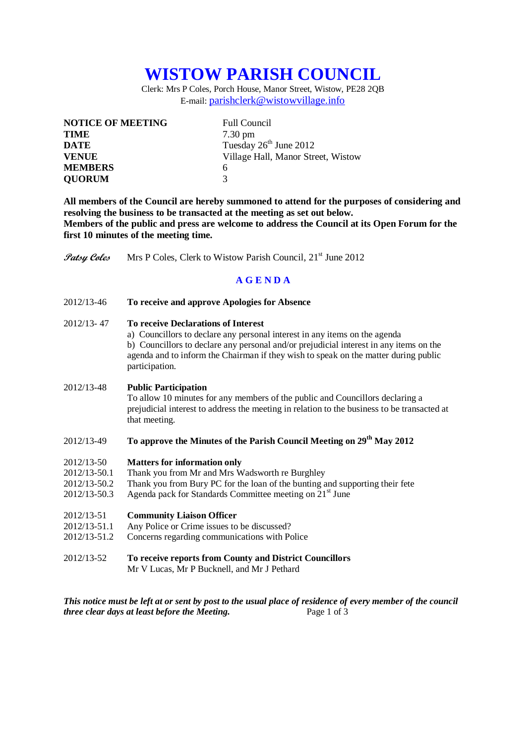# WISTOW PARISH COUNCIL

Clerk: Mrs P Coles, Porch House, Manor Street, Wistow, PE28 2QB
E-mail: parishclerk@wistowvillage.info

| | |
|---|---|
| **NOTICE OF MEETING** | Full Council |
| **TIME** | 7.30 pm |
| **DATE** | Tuesday 26th June 2012 |
| **VENUE** | Village Hall, Manor Street, Wistow |
| **MEMBERS** | 6 |
| **QUORUM** | 3 |

**All members of the Council are hereby summoned to attend for the purposes of considering and resolving the business to be transacted at the meeting as set out below.**
**Members of the public and press are welcome to address the Council at its Open Forum for the first 10 minutes of the meeting time.**

*Patsy Coles* Mrs P Coles, Clerk to Wistow Parish Council, 21st June 2012

## A G E N D A

2012/13-46 **To receive and approve Apologies for Absence**

2012/13- 47 **To receive Declarations of Interest**
a) Councillors to declare any personal interest in any items on the agenda
b) Councillors to declare any personal and/or prejudicial interest in any items on the agenda and to inform the Chairman if they wish to speak on the matter during public participation.

2012/13-48 **Public Participation**
To allow 10 minutes for any members of the public and Councillors declaring a prejudicial interest to address the meeting in relation to the business to be transacted at that meeting.

2012/13-49 **To approve the Minutes of the Parish Council Meeting on 29th May 2012**

2012/13-50 **Matters for information only**
2012/13-50.1 Thank you from Mr and Mrs Wadsworth re Burghley
2012/13-50.2 Thank you from Bury PC for the loan of the bunting and supporting their fete
2012/13-50.3 Agenda pack for Standards Committee meeting on 21st June

2012/13-51 **Community Liaison Officer**
2012/13-51.1 Any Police or Crime issues to be discussed?
2012/13-51.2 Concerns regarding communications with Police

2012/13-52 **To receive reports from County and District Councillors**
Mr V Lucas, Mr P Bucknell, and Mr J Pethard

***This notice must be left at or sent by post to the usual place of residence of every member of the council three clear days at least before the Meeting.***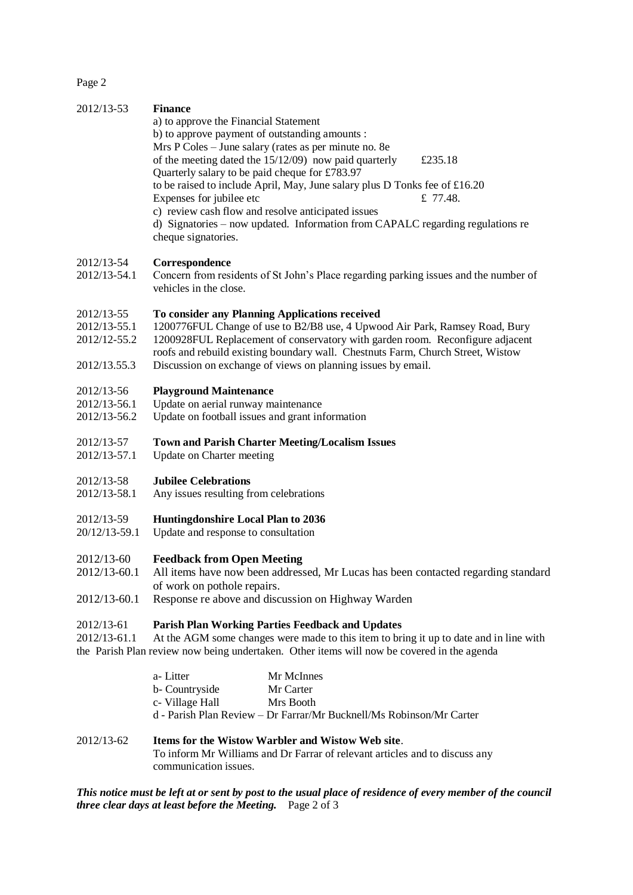2012/13-53 **Finance**

a) to approve the Financial Statement
b) to approve payment of outstanding amounts :
Mrs P Coles – June salary (rates as per minute no. 8e of the meeting dated the 15/12/09) now paid quarterly £235.18
Quarterly salary to be paid cheque for £783.97 to be raised to include April, May, June salary plus D Tonks fee of £16.20
Expenses for jubilee etc £ 77.48.
c) review cash flow and resolve anticipated issues
d) Signatories – now updated. Information from CAPALC regarding regulations re cheque signatories.

2012/13-54 **Correspondence**

2012/13-54.1 Concern from residents of St John's Place regarding parking issues and the number of vehicles in the close.

2012/13-55 **To consider any Planning Applications received**

2012/13-55.1 1200776FUL Change of use to B2/B8 use, 4 Upwood Air Park, Ramsey Road, Bury

2012/12-55.2 1200928FUL Replacement of conservatory with garden room. Reconfigure adjacent roofs and rebuild existing boundary wall. Chestnuts Farm, Church Street, Wistow

2012/13.55.3 Discussion on exchange of views on planning issues by email.

2012/13-56 **Playground Maintenance**

2012/13-56.1 Update on aerial runway maintenance

2012/13-56.2 Update on football issues and grant information

2012/13-57 **Town and Parish Charter Meeting/Localism Issues**

2012/13-57.1 Update on Charter meeting

2012/13-58 **Jubilee Celebrations**

2012/13-58.1 Any issues resulting from celebrations

2012/13-59 **Huntingdonshire Local Plan to 2036**

20/12/13-59.1 Update and response to consultation

2012/13-60 **Feedback from Open Meeting**

2012/13-60.1 All items have now been addressed, Mr Lucas has been contacted regarding standard of work on pothole repairs.

2012/13-60.1 Response re above and discussion on Highway Warden

2012/13-61 **Parish Plan Working Parties Feedback and Updates**

2012/13-61.1 At the AGM some changes were made to this item to bring it up to date and in line with the Parish Plan review now being undertaken. Other items will now be covered in the agenda

a- Litter Mr McInnes
b- Countryside Mr Carter
c- Village Hall Mrs Booth
d - Parish Plan Review – Dr Farrar/Mr Bucknell/Ms Robinson/Mr Carter

2012/13-62 **Items for the Wistow Warbler and Wistow Web site**.

To inform Mr Williams and Dr Farrar of relevant articles and to discuss any communication issues.

***This notice must be left at or sent by post to the usual place of residence of every member of the council three clear days at least before the Meeting.***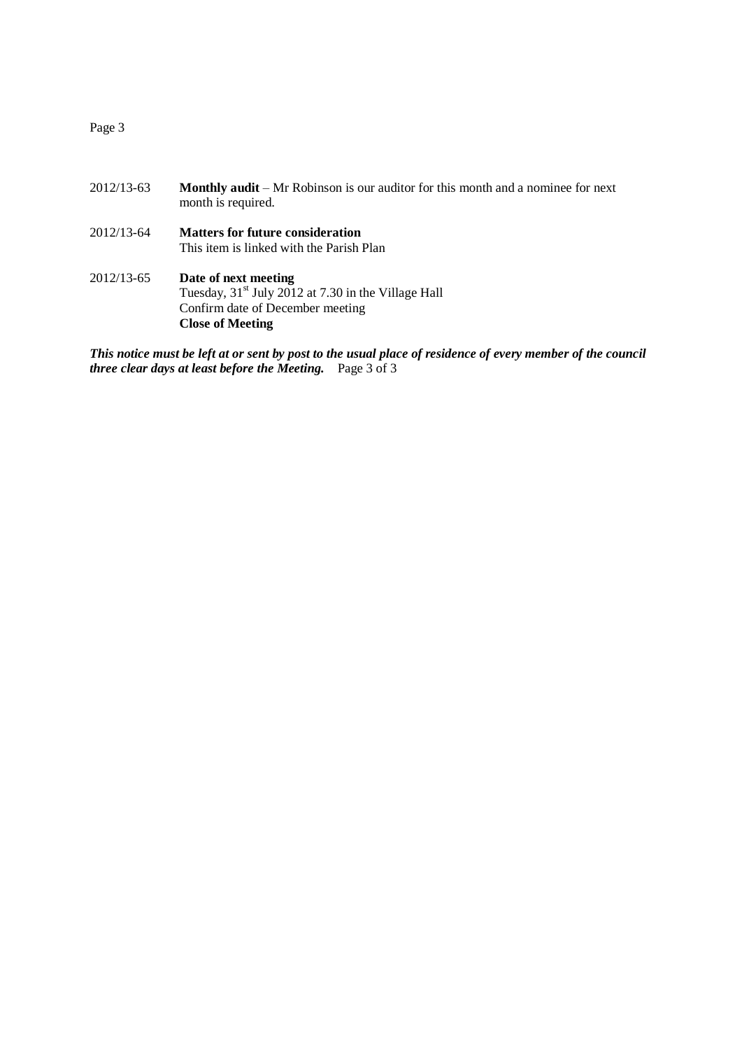2012/13-63 **Monthly audit** – Mr Robinson is our auditor for this month and a nominee for next month is required.

2012/13-64 **Matters for future consideration**
This item is linked with the Parish Plan

2012/13-65 **Date of next meeting**
Tuesday, 31st July 2012 at 7.30 in the Village Hall
Confirm date of December meeting
**Close of Meeting**

***This notice must be left at or sent by post to the usual place of residence of every member of the council three clear days at least before the Meeting.***